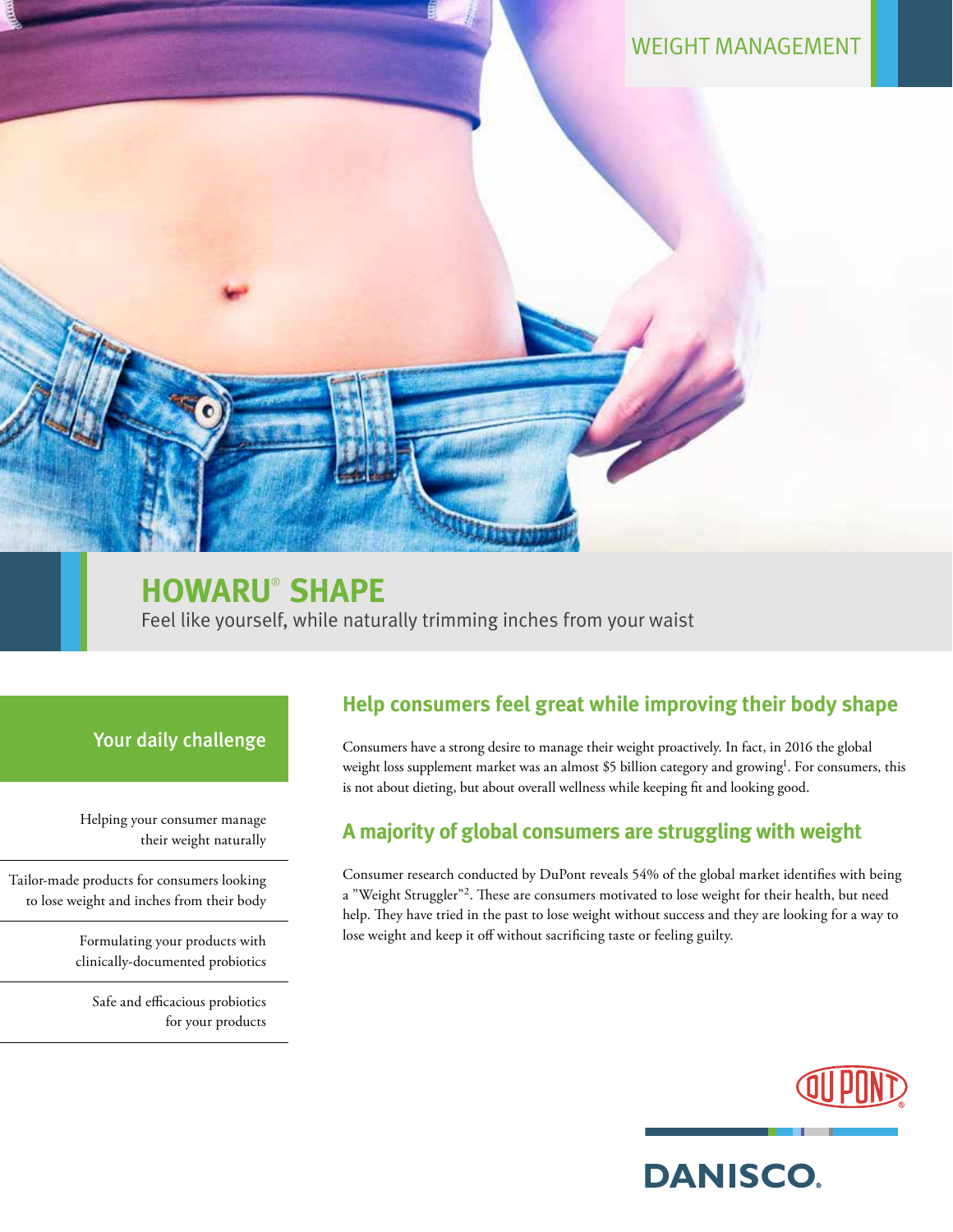WEIGHT MANAGEMENT

# HOWARU® SHAPE

Feel like yourself, while naturally trimming inches from your waist

## Your daily challenge

Helping your consumer manage their weight naturally

Tailor-made products for consumers looking to lose weight and inches from their body

Formulating your products with clinically-documented probiotics

Safe and efficacious probiotics for your products

## Help consumers feel great while improving their body shape

Consumers have a strong desire to manage their weight proactively. In fact, in 2016 the global weight loss supplement market was an almost $5 billion category and growing[1]. For consumers, this is not about dieting, but about overall wellness while keeping fit and looking good.

## A majority of global consumers are struggling with weight

Consumer research conducted by DuPont reveals 54% of the global market identifies with being a "Weight Struggler"[2]. These are consumers motivated to lose weight for their health, but need help. They have tried in the past to lose weight without success and they are looking for a way to lose weight and keep it off without sacrificing taste or feeling guilty.

DUPONT

DANISCO.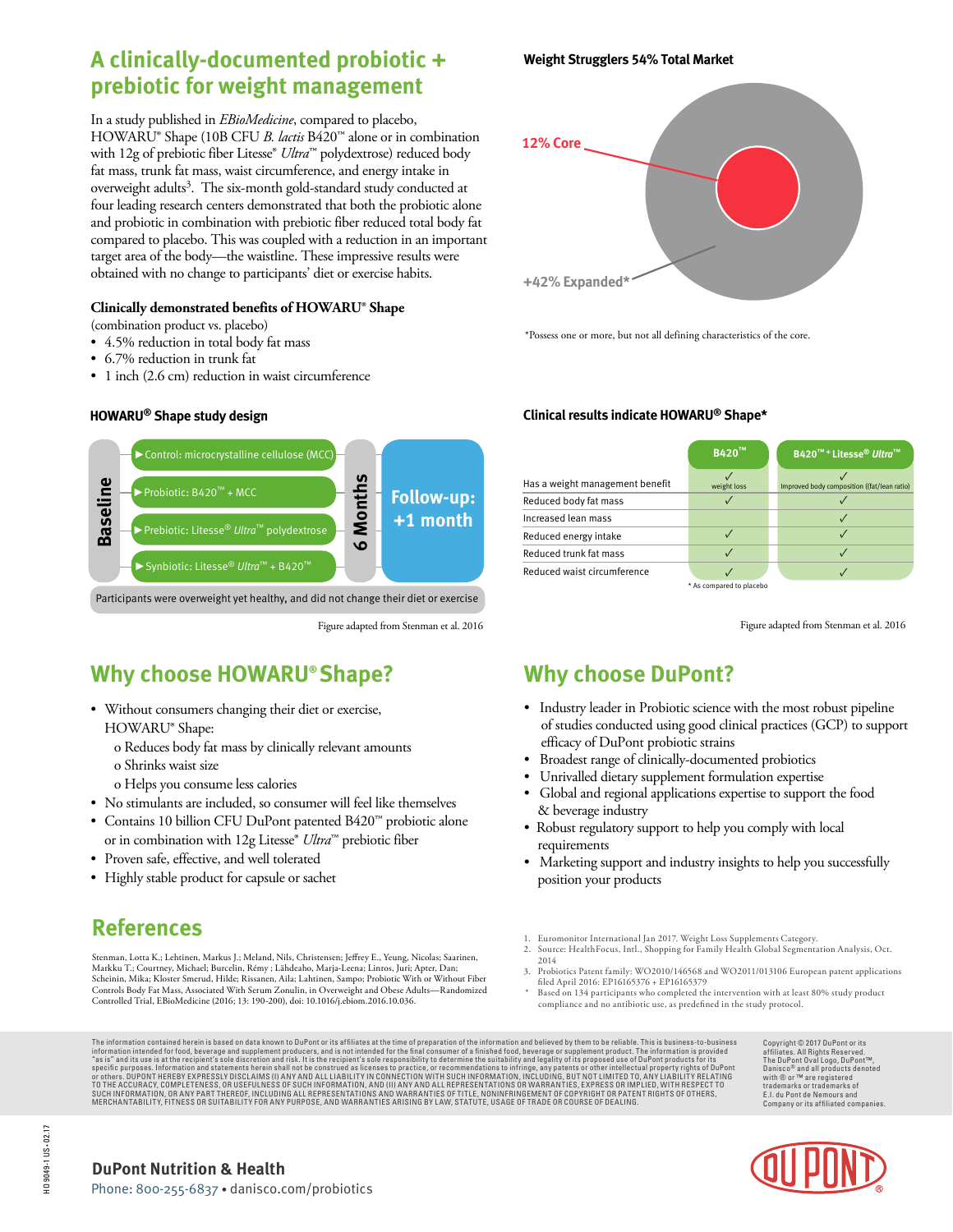## A clinically-documented probiotic + prebiotic for weight management

In a study published in *EBioMedicine*, compared to placebo, HOWARU® Shape (10B CFU *B. lactis* B420™ alone or in combination with 12g of prebiotic fiber Litesse® *Ultra*™ polydextrose) reduced body fat mass, trunk fat mass, waist circumference, and energy intake in overweight adults[3]. The six-month gold-standard study conducted at four leading research centers demonstrated that both the probiotic alone and probiotic in combination with prebiotic fiber reduced total body fat compared to placebo. This was coupled with a reduction in an important target area of the body—the waistline. These impressive results were obtained with no change to participants' diet or exercise habits.

**Clinically demonstrated benefits of HOWARU® Shape**
(combination product vs. placebo)

- 4.5% reduction in total body fat mass
- 6.7% reduction in trunk fat
- 1 inch (2.6 cm) reduction in waist circumference

**Weight Strugglers 54% Total Market**

12% Core

+42% Expanded*

*Possess one or more, but not all defining characteristics of the core.

**HOWARU® Shape study design**

Baseline

- ►Control: microcrystalline cellulose (MCC)
- ►Probiotic: B420™ + MCC
- ►Prebiotic: Litesse® *Ultra*™ polydextrose
- ►Synbiotic: Litesse® *Ultra*™ + B420™

6 Months

Follow-up: +1 month

Participants were overweight yet healthy, and did not change their diet or exercise

Figure adapted from Stenman et al. 2016

**Clinical results indicate HOWARU® Shape***

| | B420™ | B420™ + Litesse® *Ultra*™ |
|---|---|---|
| Has a weight management benefit | ✓ weight loss | ✓ Improved body composition ((fat/lean ratio) |
| Reduced body fat mass | ✓ | ✓ |
| Increased lean mass | | ✓ |
| Reduced energy intake | ✓ | ✓ |
| Reduced trunk fat mass | ✓ | ✓ |
| Reduced waist circumference | ✓ | ✓ |

\* As compared to placebo

Figure adapted from Stenman et al. 2016

## Why choose HOWARU® Shape?

- Without consumers changing their diet or exercise, HOWARU® Shape:
  - o Reduces body fat mass by clinically relevant amounts
  - o Shrinks waist size
  - o Helps you consume less calories
- No stimulants are included, so consumer will feel like themselves
- Contains 10 billion CFU DuPont patented B420™ probiotic alone or in combination with 12g Litesse® *Ultra*™ prebiotic fiber
- Proven safe, effective, and well tolerated
- Highly stable product for capsule or sachet

## Why choose DuPont?

- Industry leader in Probiotic science with the most robust pipeline of studies conducted using good clinical practices (GCP) to support efficacy of DuPont probiotic strains
- Broadest range of clinically-documented probiotics
- Unrivalled dietary supplement formulation expertise
- Global and regional applications expertise to support the food & beverage industry
- Robust regulatory support to help you comply with local requirements
- Marketing support and industry insights to help you successfully position your products

## References

Stenman, Lotta K.; Lehtinen, Markus J.; Meland, Nils, Christensen; Jeffrey E., Yeung, Nicolas; Saarinen, Markku T.; Courtney, Michael; Burcelin, Rémy ; Lähdeaho, Marja-Leena; Linros, Juri; Apter, Dan; Scheinin, Mika; Kloster Smerud, Hilde; Rissanen, Aila; Lahtinen, Sampo; Probiotic With or Without Fiber Controls Body Fat Mass, Associated With Serum Zonulin, in Overweight and Obese Adults—Randomized Controlled Trial, EBioMedicine (2016; 13: 190-200), doi: 10.1016/j.ebiom.2016.10.036.

1. Euromonitor International Jan 2017. Weight Loss Supplements Category.
2. Source: HealthFocus, Intl., Shopping for Family Health Global Segmentation Analysis, Oct. 2014
3. Probiotics Patent family: WO2010/146568 and WO2011/013106 European patent applications filed April 2016: EP16165376 + EP16165379

\* Based on 134 participants who completed the intervention with at least 80% study product compliance and no antibiotic use, as predefined in the study protocol.

The information contained herein is based on data known to DuPont or its affiliates at the time of preparation of the information and believed by them to be reliable. This is business-to-business information intended for food, beverage and supplement producers, and is not intended for the final consumer of a finished food, beverage or supplement product. The information is provided "as is" and its use is at the recipient's sole discretion and risk. It is the recipient's sole responsibility to determine the suitability and legality of its proposed use of DuPont products for its specific purposes. Information and statements herein shall not be construed as licenses to practice, or recommendations to infringe, any patents or other intellectual property rights of DuPont or others. DUPONT HEREBY EXPRESSLY DISCLAIMS (I) ANY AND ALL LIABILITY IN CONNECTION WITH SUCH INFORMATION, INCLUDING, BUT NOT LIMITED TO, ANY LIABILITY RELATING TO THE ACCURACY, COMPLETENESS, OR USEFULNESS OF SUCH INFORMATION, AND (II) ANY AND ALL REPRESENTATIONS OR WARRANTIES, EXPRESS OR IMPLIED, WITH RESPECT TO SUCH INFORMATION, OR ANY PART THEREOF, INCLUDING ALL REPRESENTATIONS AND WARRANTIES OF TITLE, NONINFRINGEMENT OF COPYRIGHT OR PATENT RIGHTS OF OTHERS, MERCHANTABILITY, FITNESS OR SUITABILITY FOR ANY PURPOSE, AND WARRANTIES ARISING BY LAW, STATUTE, USAGE OF TRADE OR COURSE OF DEALING.

Copyright © 2017 DuPont or its affiliates. All Rights Reserved. The DuPont Oval Logo, DuPont™, Danisco® and all products denoted with ® or ™ are registered trademarks or trademarks of E.I. du Pont de Nemours and Company or its affiliated companies.

HO 9049-1 US - 02.17

**DuPont Nutrition & Health**
Phone: 800-255-6837 • danisco.com/probiotics

DUPONT®